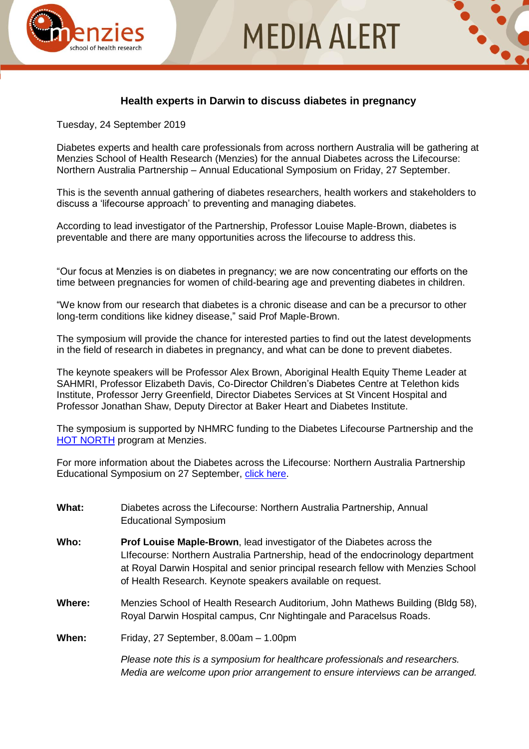# MEDIA ALERT

## Health experts in Darwin to discuss diabetes in pregnancy

Tuesday, 24 September 2019

Diabetes experts and health care professionals from across northern Australia will be gathering at Menzies School of Health Research (Menzies) for the annual Diabetes across the Lifecourse: Northern Australia Partnership – Annual Educational Symposium on Friday, 27 September.

This is the seventh annual gathering of diabetes researchers, health workers and stakeholders to discuss a 'lifecourse approach' to preventing and managing diabetes.

According to lead investigator of the Partnership, Professor Louise Maple-Brown, diabetes is preventable and there are many opportunities across the lifecourse to address this.

"Our focus at Menzies is on diabetes in pregnancy; we are now concentrating our efforts on the time between pregnancies for women of child-bearing age and preventing diabetes in children.

"We know from our research that diabetes is a chronic disease and can be a precursor to other long-term conditions like kidney disease," said Prof Maple-Brown.

The symposium will provide the chance for interested parties to find out the latest developments in the field of research in diabetes in pregnancy, and what can be done to prevent diabetes.

The keynote speakers will be Professor Alex Brown, Aboriginal Health Equity Theme Leader at SAHMRI, Professor Elizabeth Davis, Co-Director Children's Diabetes Centre at Telethon kids Institute, Professor Jerry Greenfield, Director Diabetes Services at St Vincent Hospital and Professor Jonathan Shaw, Deputy Director at Baker Heart and Diabetes Institute.

The symposium is supported by NHMRC funding to the Diabetes Lifecourse Partnership and the HOT NORTH program at Menzies.

For more information about the Diabetes across the Lifecourse: Northern Australia Partnership Educational Symposium on 27 September, click here.

**What:** Diabetes across the Lifecourse: Northern Australia Partnership, Annual Educational Symposium

**Who:** **Prof Louise Maple-Brown**, lead investigator of the Diabetes across the LIfecourse: Northern Australia Partnership, head of the endocrinology department at Royal Darwin Hospital and senior principal research fellow with Menzies School of Health Research. Keynote speakers available on request.

**Where:** Menzies School of Health Research Auditorium, John Mathews Building (Bldg 58), Royal Darwin Hospital campus, Cnr Nightingale and Paracelsus Roads.

**When:** Friday, 27 September, 8.00am – 1.00pm

*Please note this is a symposium for healthcare professionals and researchers. Media are welcome upon prior arrangement to ensure interviews can be arranged.*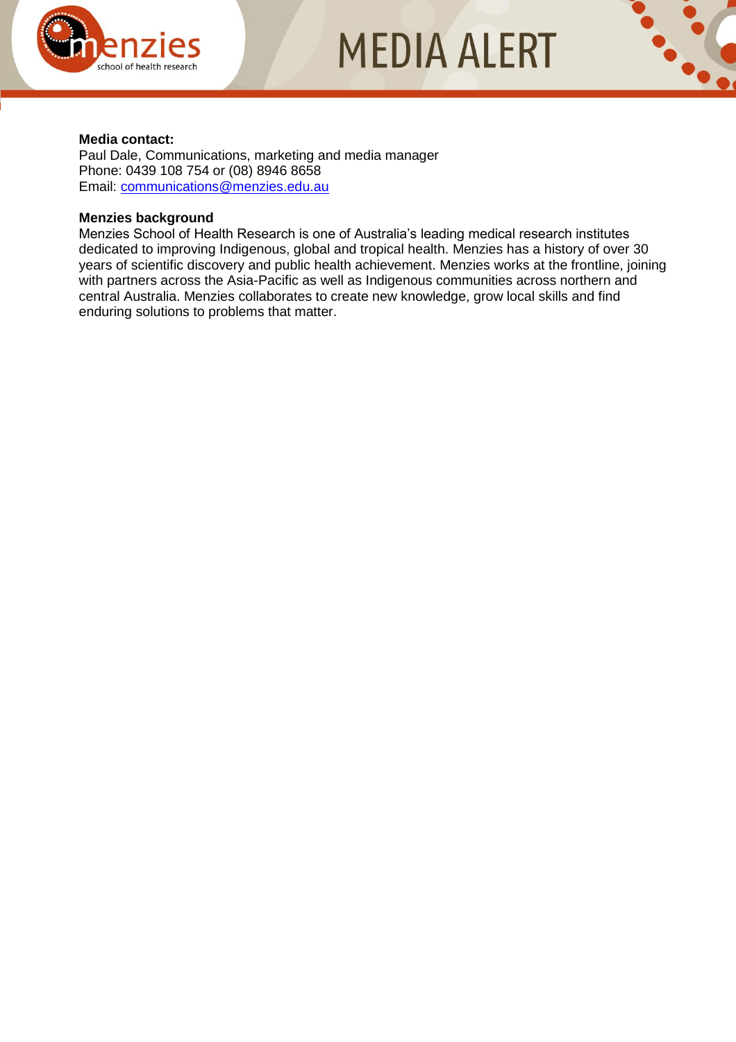**Media contact:**
Paul Dale, Communications, marketing and media manager
Phone: 0439 108 754 or (08) 8946 8658
Email: communications@menzies.edu.au

**Menzies background**
Menzies School of Health Research is one of Australia's leading medical research institutes dedicated to improving Indigenous, global and tropical health. Menzies has a history of over 30 years of scientific discovery and public health achievement. Menzies works at the frontline, joining with partners across the Asia-Pacific as well as Indigenous communities across northern and central Australia. Menzies collaborates to create new knowledge, grow local skills and find enduring solutions to problems that matter.